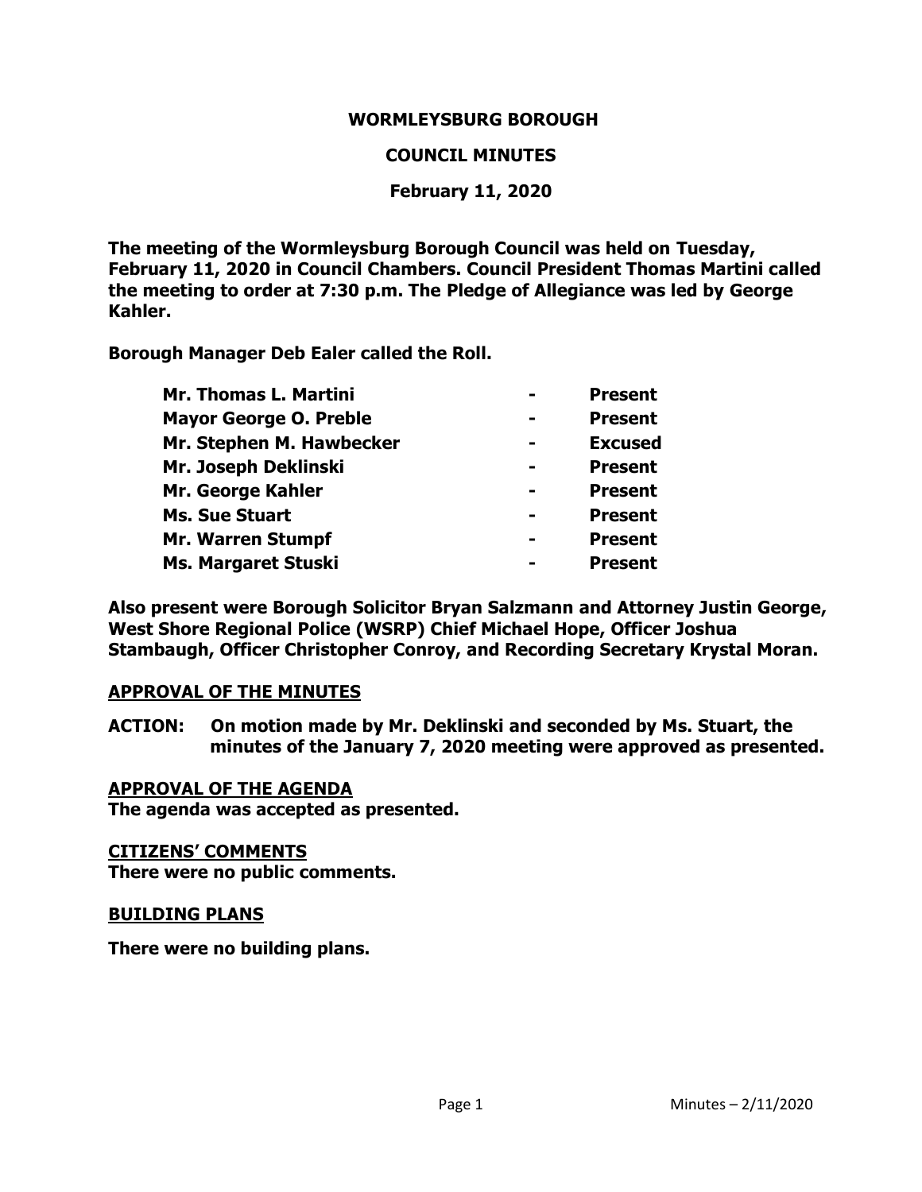# WORMLEYSBURG BOROUGH

## COUNCIL MINUTES

### February 11, 2020

**The meeting of the Wormleysburg Borough Council was held on Tuesday, February 11, 2020 in Council Chambers. Council President Thomas Martini called the meeting to order at 7:30 p.m. The Pledge of Allegiance was led by George Kahler.**

**Borough Manager Deb Ealer called the Roll.**

| | | |
|---|---|---|
| **Mr. Thomas L. Martini** | **-** | **Present** |
| **Mayor George O. Preble** | **-** | **Present** |
| **Mr. Stephen M. Hawbecker** | **-** | **Excused** |
| **Mr. Joseph Deklinski** | **-** | **Present** |
| **Mr. George Kahler** | **-** | **Present** |
| **Ms. Sue Stuart** | **-** | **Present** |
| **Mr. Warren Stumpf** | **-** | **Present** |
| **Ms. Margaret Stuski** | **-** | **Present** |

**Also present were Borough Solicitor Bryan Salzmann and Attorney Justin George, West Shore Regional Police (WSRP) Chief Michael Hope, Officer Joshua Stambaugh, Officer Christopher Conroy, and Recording Secretary Krystal Moran.**

**APPROVAL OF THE MINUTES**

**ACTION: On motion made by Mr. Deklinski and seconded by Ms. Stuart, the minutes of the January 7, 2020 meeting were approved as presented.**

**APPROVAL OF THE AGENDA**

**The agenda was accepted as presented.**

**CITIZENS' COMMENTS**

**There were no public comments.**

**BUILDING PLANS**

**There were no building plans.**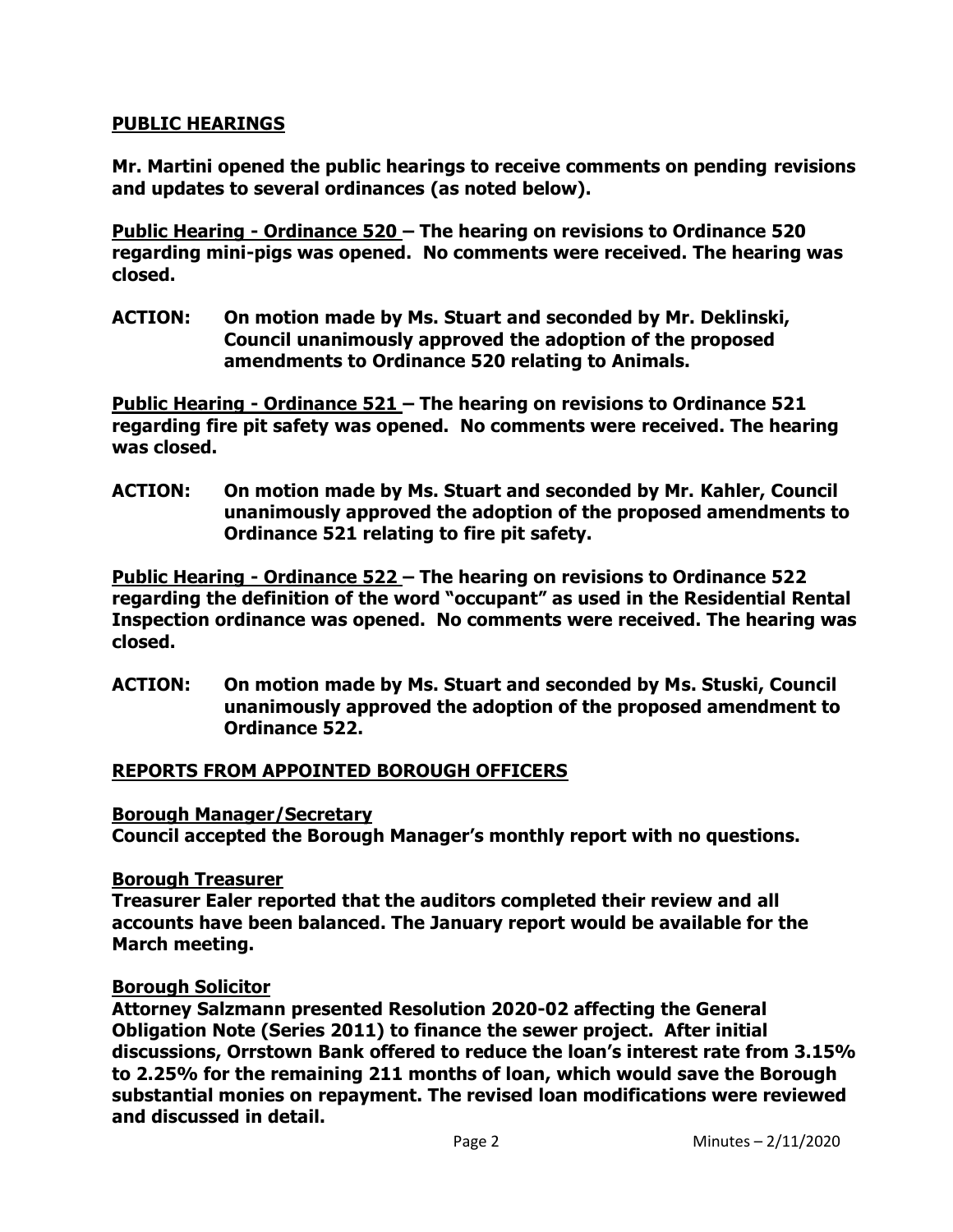## PUBLIC HEARINGS

**Mr. Martini opened the public hearings to receive comments on pending revisions and updates to several ordinances (as noted below).**

**Public Hearing - Ordinance 520 – The hearing on revisions to Ordinance 520 regarding mini-pigs was opened. No comments were received. The hearing was closed.**

**ACTION: On motion made by Ms. Stuart and seconded by Mr. Deklinski, Council unanimously approved the adoption of the proposed amendments to Ordinance 520 relating to Animals.**

**Public Hearing - Ordinance 521 – The hearing on revisions to Ordinance 521 regarding fire pit safety was opened. No comments were received. The hearing was closed.**

**ACTION: On motion made by Ms. Stuart and seconded by Mr. Kahler, Council unanimously approved the adoption of the proposed amendments to Ordinance 521 relating to fire pit safety.**

**Public Hearing - Ordinance 522 – The hearing on revisions to Ordinance 522 regarding the definition of the word "occupant" as used in the Residential Rental Inspection ordinance was opened. No comments were received. The hearing was closed.**

**ACTION: On motion made by Ms. Stuart and seconded by Ms. Stuski, Council unanimously approved the adoption of the proposed amendment to Ordinance 522.**

## REPORTS FROM APPOINTED BOROUGH OFFICERS

### Borough Manager/Secretary

**Council accepted the Borough Manager's monthly report with no questions.**

### Borough Treasurer

**Treasurer Ealer reported that the auditors completed their review and all accounts have been balanced. The January report would be available for the March meeting.**

### Borough Solicitor

**Attorney Salzmann presented Resolution 2020-02 affecting the General Obligation Note (Series 2011) to finance the sewer project. After initial discussions, Orrstown Bank offered to reduce the loan's interest rate from 3.15% to 2.25% for the remaining 211 months of loan, which would save the Borough substantial monies on repayment. The revised loan modifications were reviewed and discussed in detail.**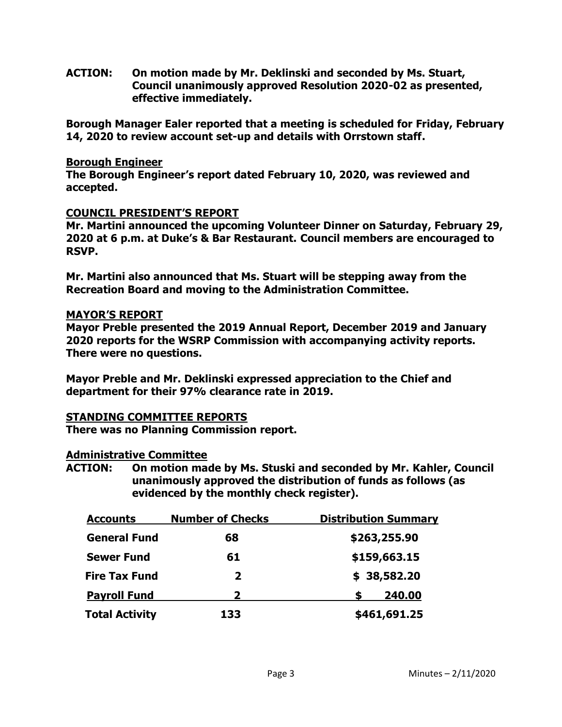**ACTION: On motion made by Mr. Deklinski and seconded by Ms. Stuart, Council unanimously approved Resolution 2020-02 as presented, effective immediately.**

**Borough Manager Ealer reported that a meeting is scheduled for Friday, February 14, 2020 to review account set-up and details with Orrstown staff.**

**Borough Engineer**

**The Borough Engineer's report dated February 10, 2020, was reviewed and accepted.**

## COUNCIL PRESIDENT'S REPORT

**Mr. Martini announced the upcoming Volunteer Dinner on Saturday, February 29, 2020 at 6 p.m. at Duke's & Bar Restaurant. Council members are encouraged to RSVP.**

**Mr. Martini also announced that Ms. Stuart will be stepping away from the Recreation Board and moving to the Administration Committee.**

## MAYOR'S REPORT

**Mayor Preble presented the 2019 Annual Report, December 2019 and January 2020 reports for the WSRP Commission with accompanying activity reports. There were no questions.**

**Mayor Preble and Mr. Deklinski expressed appreciation to the Chief and department for their 97% clearance rate in 2019.**

## STANDING COMMITTEE REPORTS

**There was no Planning Commission report.**

**Administrative Committee**

**ACTION: On motion made by Ms. Stuski and seconded by Mr. Kahler, Council unanimously approved the distribution of funds as follows (as evidenced by the monthly check register).**

| Accounts | Number of Checks | Distribution Summary |
|---|---|---|
| General Fund | 68 | $263,255.90 |
| Sewer Fund | 61 | $159,663.15 |
| Fire Tax Fund | 2 | $ 38,582.20 |
| Payroll Fund | 2 | $ 240.00 |
| Total Activity | 133 | $461,691.25 |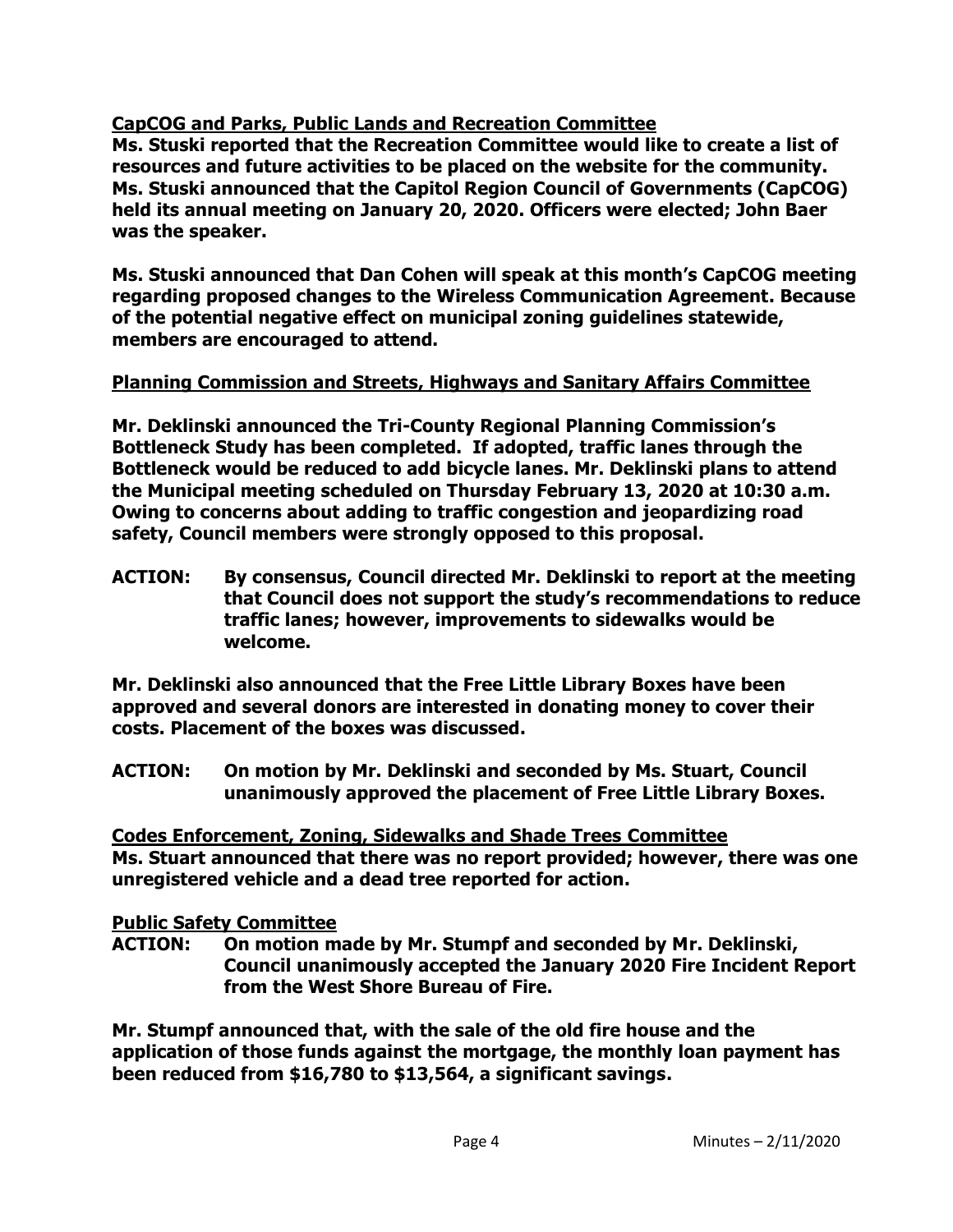**CapCOG and Parks, Public Lands and Recreation Committee**

**Ms. Stuski reported that the Recreation Committee would like to create a list of resources and future activities to be placed on the website for the community. Ms. Stuski announced that the Capitol Region Council of Governments (CapCOG) held its annual meeting on January 20, 2020. Officers were elected; John Baer was the speaker.**

**Ms. Stuski announced that Dan Cohen will speak at this month's CapCOG meeting regarding proposed changes to the Wireless Communication Agreement. Because of the potential negative effect on municipal zoning guidelines statewide, members are encouraged to attend.**

**Planning Commission and Streets, Highways and Sanitary Affairs Committee**

**Mr. Deklinski announced the Tri-County Regional Planning Commission's Bottleneck Study has been completed. If adopted, traffic lanes through the Bottleneck would be reduced to add bicycle lanes. Mr. Deklinski plans to attend the Municipal meeting scheduled on Thursday February 13, 2020 at 10:30 a.m. Owing to concerns about adding to traffic congestion and jeopardizing road safety, Council members were strongly opposed to this proposal.**

**ACTION: By consensus, Council directed Mr. Deklinski to report at the meeting that Council does not support the study's recommendations to reduce traffic lanes; however, improvements to sidewalks would be welcome.**

**Mr. Deklinski also announced that the Free Little Library Boxes have been approved and several donors are interested in donating money to cover their costs. Placement of the boxes was discussed.**

**ACTION: On motion by Mr. Deklinski and seconded by Ms. Stuart, Council unanimously approved the placement of Free Little Library Boxes.**

**Codes Enforcement, Zoning, Sidewalks and Shade Trees Committee**

**Ms. Stuart announced that there was no report provided; however, there was one unregistered vehicle and a dead tree reported for action.**

**Public Safety Committee**

**ACTION: On motion made by Mr. Stumpf and seconded by Mr. Deklinski, Council unanimously accepted the January 2020 Fire Incident Report from the West Shore Bureau of Fire.**

**Mr. Stumpf announced that, with the sale of the old fire house and the application of those funds against the mortgage, the monthly loan payment has been reduced from $16,780 to $13,564, a significant savings.**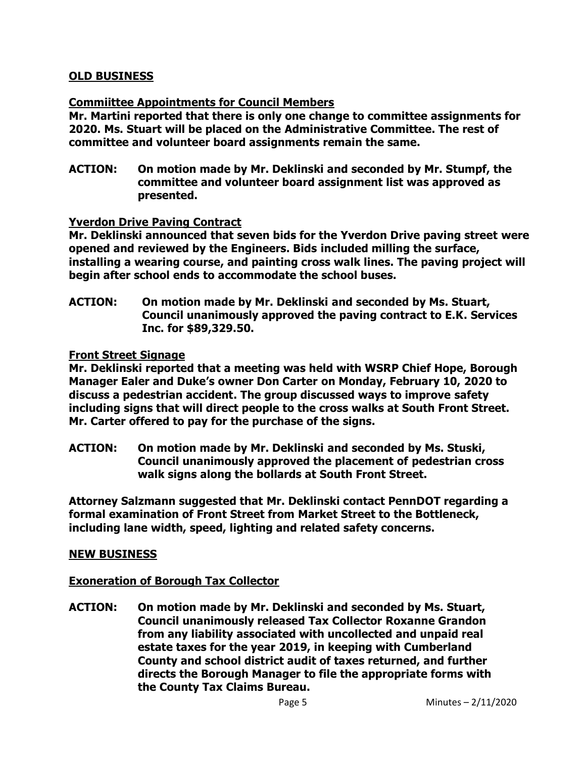## OLD BUSINESS

### Commiittee Appointments for Council Members

**Mr. Martini reported that there is only one change to committee assignments for 2020. Ms. Stuart will be placed on the Administrative Committee. The rest of committee and volunteer board assignments remain the same.**

**ACTION: On motion made by Mr. Deklinski and seconded by Mr. Stumpf, the committee and volunteer board assignment list was approved as presented.**

### Yverdon Drive Paving Contract

**Mr. Deklinski announced that seven bids for the Yverdon Drive paving street were opened and reviewed by the Engineers. Bids included milling the surface, installing a wearing course, and painting cross walk lines. The paving project will begin after school ends to accommodate the school buses.**

**ACTION: On motion made by Mr. Deklinski and seconded by Ms. Stuart, Council unanimously approved the paving contract to E.K. Services Inc. for $89,329.50.**

### Front Street Signage

**Mr. Deklinski reported that a meeting was held with WSRP Chief Hope, Borough Manager Ealer and Duke's owner Don Carter on Monday, February 10, 2020 to discuss a pedestrian accident. The group discussed ways to improve safety including signs that will direct people to the cross walks at South Front Street. Mr. Carter offered to pay for the purchase of the signs.**

**ACTION: On motion made by Mr. Deklinski and seconded by Ms. Stuski, Council unanimously approved the placement of pedestrian cross walk signs along the bollards at South Front Street.**

**Attorney Salzmann suggested that Mr. Deklinski contact PennDOT regarding a formal examination of Front Street from Market Street to the Bottleneck, including lane width, speed, lighting and related safety concerns.**

## NEW BUSINESS

### Exoneration of Borough Tax Collector

**ACTION: On motion made by Mr. Deklinski and seconded by Ms. Stuart, Council unanimously released Tax Collector Roxanne Grandon from any liability associated with uncollected and unpaid real estate taxes for the year 2019, in keeping with Cumberland County and school district audit of taxes returned, and further directs the Borough Manager to file the appropriate forms with the County Tax Claims Bureau.**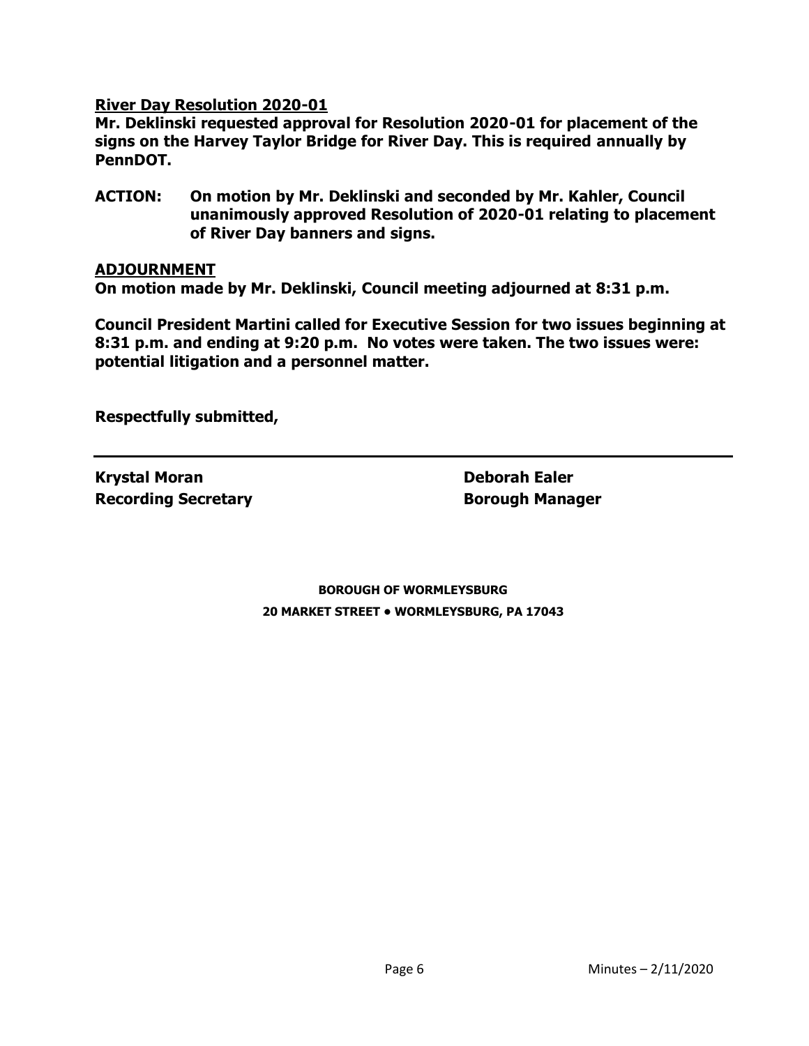**River Day Resolution 2020-01**

**Mr. Deklinski requested approval for Resolution 2020-01 for placement of the signs on the Harvey Taylor Bridge for River Day. This is required annually by PennDOT.**

**ACTION: On motion by Mr. Deklinski and seconded by Mr. Kahler, Council unanimously approved Resolution of 2020-01 relating to placement of River Day banners and signs.**

**ADJOURNMENT**

**On motion made by Mr. Deklinski, Council meeting adjourned at 8:31 p.m.**

**Council President Martini called for Executive Session for two issues beginning at 8:31 p.m. and ending at 9:20 p.m. No votes were taken. The two issues were: potential litigation and a personnel matter.**

**Respectfully submitted,**

**Krystal Moran**
**Recording Secretary**

**Deborah Ealer**
**Borough Manager**

**BOROUGH OF WORMLEYSBURG**
**20 MARKET STREET • WORMLEYSBURG, PA 17043**